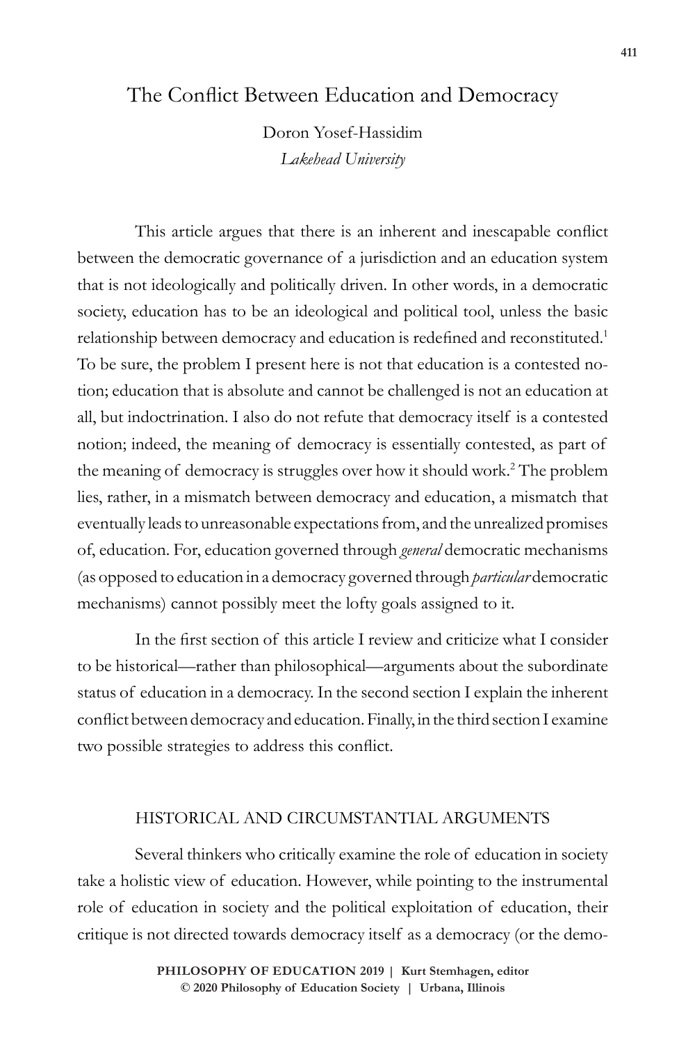# The Conflict Between Education and Democracy

Doron Yosef-Hassidim

*Lakehead University*

This article argues that there is an inherent and inescapable conflict between the democratic governance of a jurisdiction and an education system that is not ideologically and politically driven. In other words, in a democratic society, education has to be an ideological and political tool, unless the basic relationship between democracy and education is redefined and reconstituted.[1] To be sure, the problem I present here is not that education is a contested notion; education that is absolute and cannot be challenged is not an education at all, but indoctrination. I also do not refute that democracy itself is a contested notion; indeed, the meaning of democracy is essentially contested, as part of the meaning of democracy is struggles over how it should work.[2] The problem lies, rather, in a mismatch between democracy and education, a mismatch that eventually leads to unreasonable expectations from, and the unrealized promises of, education. For, education governed through *general* democratic mechanisms (as opposed to education in a democracy governed through *particular* democratic mechanisms) cannot possibly meet the lofty goals assigned to it.

In the first section of this article I review and criticize what I consider to be historical—rather than philosophical—arguments about the subordinate status of education in a democracy. In the second section I explain the inherent conflict between democracy and education. Finally, in the third section I examine two possible strategies to address this conflict.

## HISTORICAL AND CIRCUMSTANTIAL ARGUMENTS

Several thinkers who critically examine the role of education in society take a holistic view of education. However, while pointing to the instrumental role of education in society and the political exploitation of education, their critique is not directed towards democracy itself as a democracy (or the demo-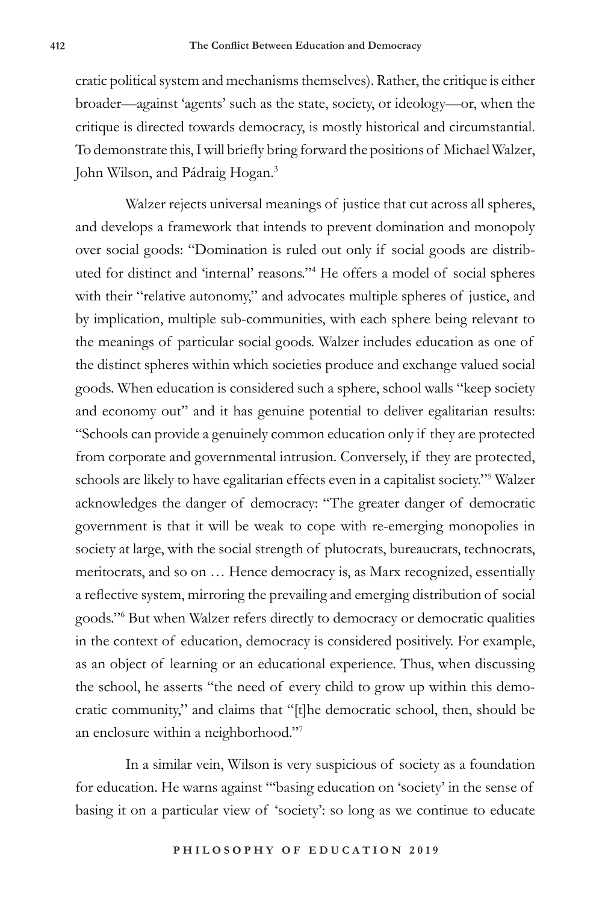cratic political system and mechanisms themselves). Rather, the critique is either broader—against 'agents' such as the state, society, or ideology—or, when the critique is directed towards democracy, is mostly historical and circumstantial. To demonstrate this, I will briefly bring forward the positions of Michael Walzer, John Wilson, and Pádraig Hogan.[3]

Walzer rejects universal meanings of justice that cut across all spheres, and develops a framework that intends to prevent domination and monopoly over social goods: "Domination is ruled out only if social goods are distributed for distinct and 'internal' reasons."[4] He offers a model of social spheres with their "relative autonomy," and advocates multiple spheres of justice, and by implication, multiple sub-communities, with each sphere being relevant to the meanings of particular social goods. Walzer includes education as one of the distinct spheres within which societies produce and exchange valued social goods. When education is considered such a sphere, school walls "keep society and economy out" and it has genuine potential to deliver egalitarian results: "Schools can provide a genuinely common education only if they are protected from corporate and governmental intrusion. Conversely, if they are protected, schools are likely to have egalitarian effects even in a capitalist society."[5] Walzer acknowledges the danger of democracy: "The greater danger of democratic government is that it will be weak to cope with re-emerging monopolies in society at large, with the social strength of plutocrats, bureaucrats, technocrats, meritocrats, and so on … Hence democracy is, as Marx recognized, essentially a reflective system, mirroring the prevailing and emerging distribution of social goods."[6] But when Walzer refers directly to democracy or democratic qualities in the context of education, democracy is considered positively. For example, as an object of learning or an educational experience. Thus, when discussing the school, he asserts "the need of every child to grow up within this democratic community," and claims that "[t]he democratic school, then, should be an enclosure within a neighborhood."[7]

In a similar vein, Wilson is very suspicious of society as a foundation for education. He warns against "'basing education on 'society' in the sense of basing it on a particular view of 'society': so long as we continue to educate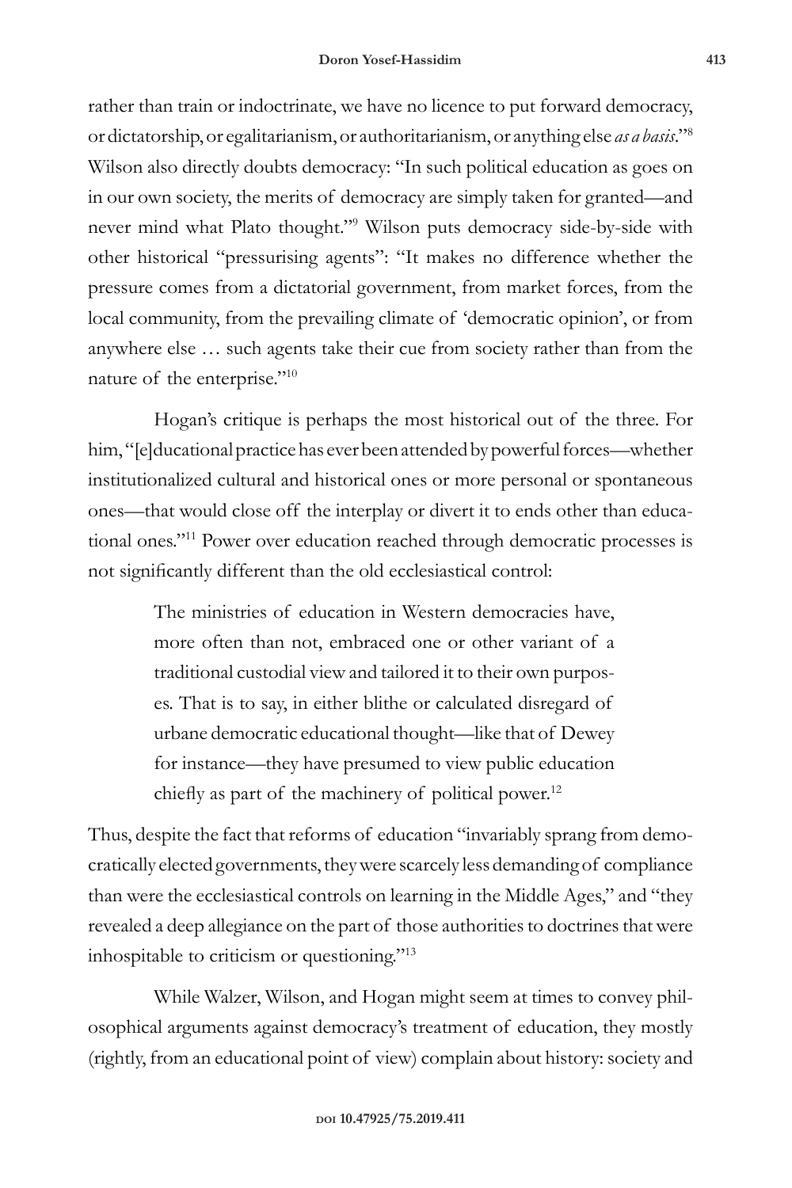rather than train or indoctrinate, we have no licence to put forward democracy, or dictatorship, or egalitarianism, or authoritarianism, or anything else *as a basis*."[8] Wilson also directly doubts democracy: "In such political education as goes on in our own society, the merits of democracy are simply taken for granted—and never mind what Plato thought."[9] Wilson puts democracy side-by-side with other historical "pressurising agents": "It makes no difference whether the pressure comes from a dictatorial government, from market forces, from the local community, from the prevailing climate of 'democratic opinion', or from anywhere else … such agents take their cue from society rather than from the nature of the enterprise."[10]

Hogan's critique is perhaps the most historical out of the three. For him, "[e]ducational practice has ever been attended by powerful forces—whether institutionalized cultural and historical ones or more personal or spontaneous ones—that would close off the interplay or divert it to ends other than educational ones."[11] Power over education reached through democratic processes is not significantly different than the old ecclesiastical control:

> The ministries of education in Western democracies have, more often than not, embraced one or other variant of a traditional custodial view and tailored it to their own purposes. That is to say, in either blithe or calculated disregard of urbane democratic educational thought—like that of Dewey for instance—they have presumed to view public education chiefly as part of the machinery of political power.[12]

Thus, despite the fact that reforms of education "invariably sprang from democratically elected governments, they were scarcely less demanding of compliance than were the ecclesiastical controls on learning in the Middle Ages," and "they revealed a deep allegiance on the part of those authorities to doctrines that were inhospitable to criticism or questioning."[13]

While Walzer, Wilson, and Hogan might seem at times to convey philosophical arguments against democracy's treatment of education, they mostly (rightly, from an educational point of view) complain about history: society and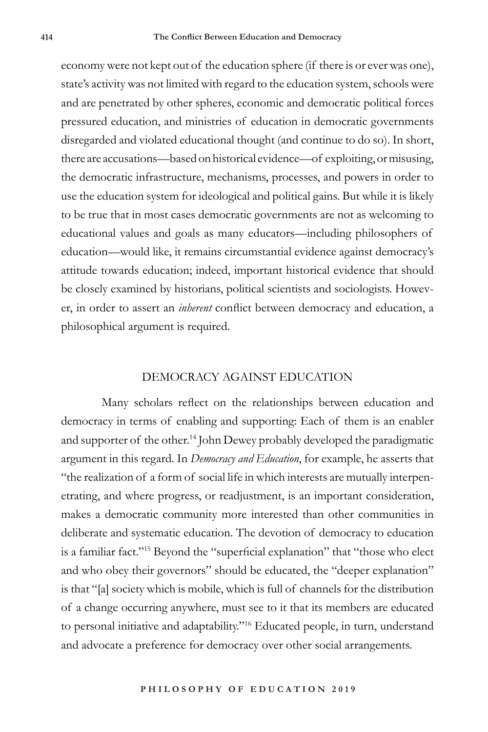economy were not kept out of the education sphere (if there is or ever was one), state's activity was not limited with regard to the education system, schools were and are penetrated by other spheres, economic and democratic political forces pressured education, and ministries of education in democratic governments disregarded and violated educational thought (and continue to do so). In short, there are accusations—based on historical evidence—of exploiting, or misusing, the democratic infrastructure, mechanisms, processes, and powers in order to use the education system for ideological and political gains. But while it is likely to be true that in most cases democratic governments are not as welcoming to educational values and goals as many educators—including philosophers of education—would like, it remains circumstantial evidence against democracy's attitude towards education; indeed, important historical evidence that should be closely examined by historians, political scientists and sociologists. However, in order to assert an *inherent* conflict between democracy and education, a philosophical argument is required.

## DEMOCRACY AGAINST EDUCATION

Many scholars reflect on the relationships between education and democracy in terms of enabling and supporting: Each of them is an enabler and supporter of the other.[14] John Dewey probably developed the paradigmatic argument in this regard. In *Democracy and Education*, for example, he asserts that "the realization of a form of social life in which interests are mutually interpenetrating, and where progress, or readjustment, is an important consideration, makes a democratic community more interested than other communities in deliberate and systematic education. The devotion of democracy to education is a familiar fact."[15] Beyond the "superficial explanation" that "those who elect and who obey their governors" should be educated, the "deeper explanation" is that "[a] society which is mobile, which is full of channels for the distribution of a change occurring anywhere, must see to it that its members are educated to personal initiative and adaptability."[16] Educated people, in turn, understand and advocate a preference for democracy over other social arrangements.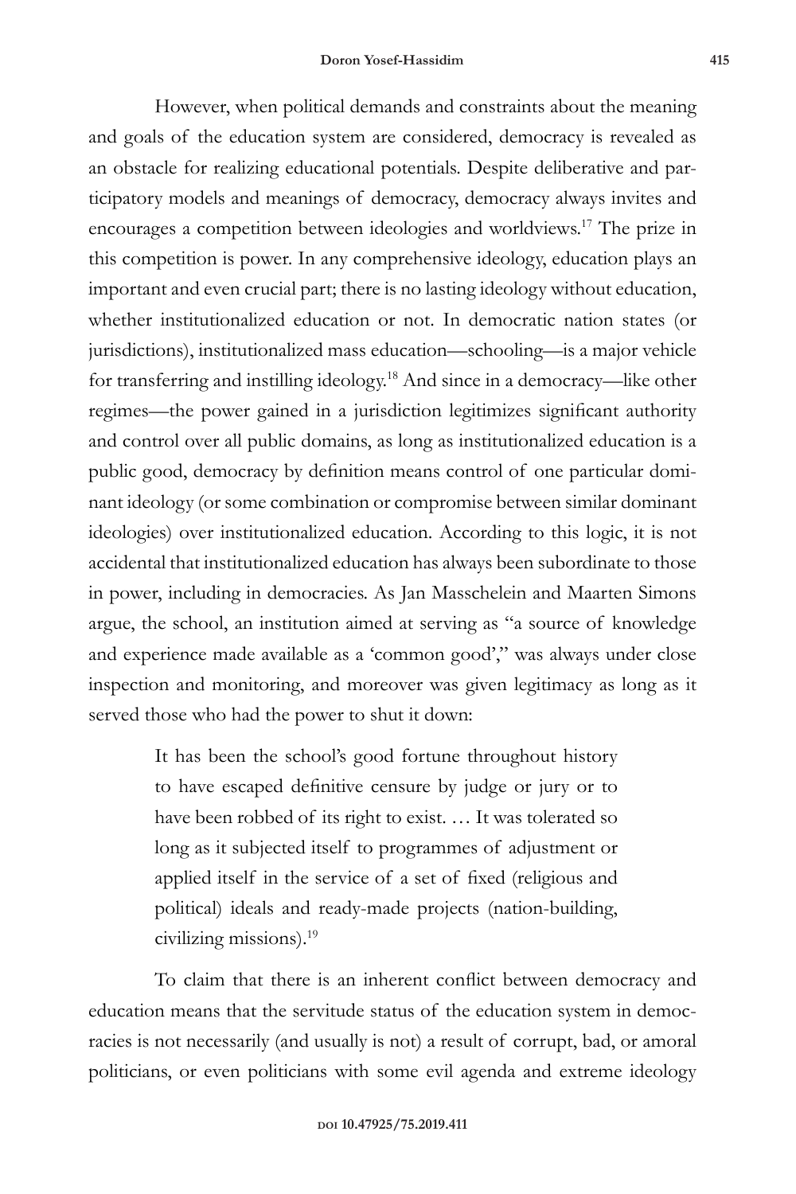However, when political demands and constraints about the meaning and goals of the education system are considered, democracy is revealed as an obstacle for realizing educational potentials. Despite deliberative and participatory models and meanings of democracy, democracy always invites and encourages a competition between ideologies and worldviews.[17] The prize in this competition is power. In any comprehensive ideology, education plays an important and even crucial part; there is no lasting ideology without education, whether institutionalized education or not. In democratic nation states (or jurisdictions), institutionalized mass education—schooling—is a major vehicle for transferring and instilling ideology.[18] And since in a democracy—like other regimes—the power gained in a jurisdiction legitimizes significant authority and control over all public domains, as long as institutionalized education is a public good, democracy by definition means control of one particular dominant ideology (or some combination or compromise between similar dominant ideologies) over institutionalized education. According to this logic, it is not accidental that institutionalized education has always been subordinate to those in power, including in democracies. As Jan Masschelein and Maarten Simons argue, the school, an institution aimed at serving as "a source of knowledge and experience made available as a 'common good'," was always under close inspection and monitoring, and moreover was given legitimacy as long as it served those who had the power to shut it down:

> It has been the school's good fortune throughout history to have escaped definitive censure by judge or jury or to have been robbed of its right to exist. … It was tolerated so long as it subjected itself to programmes of adjustment or applied itself in the service of a set of fixed (religious and political) ideals and ready-made projects (nation-building, civilizing missions).[19]

To claim that there is an inherent conflict between democracy and education means that the servitude status of the education system in democracies is not necessarily (and usually is not) a result of corrupt, bad, or amoral politicians, or even politicians with some evil agenda and extreme ideology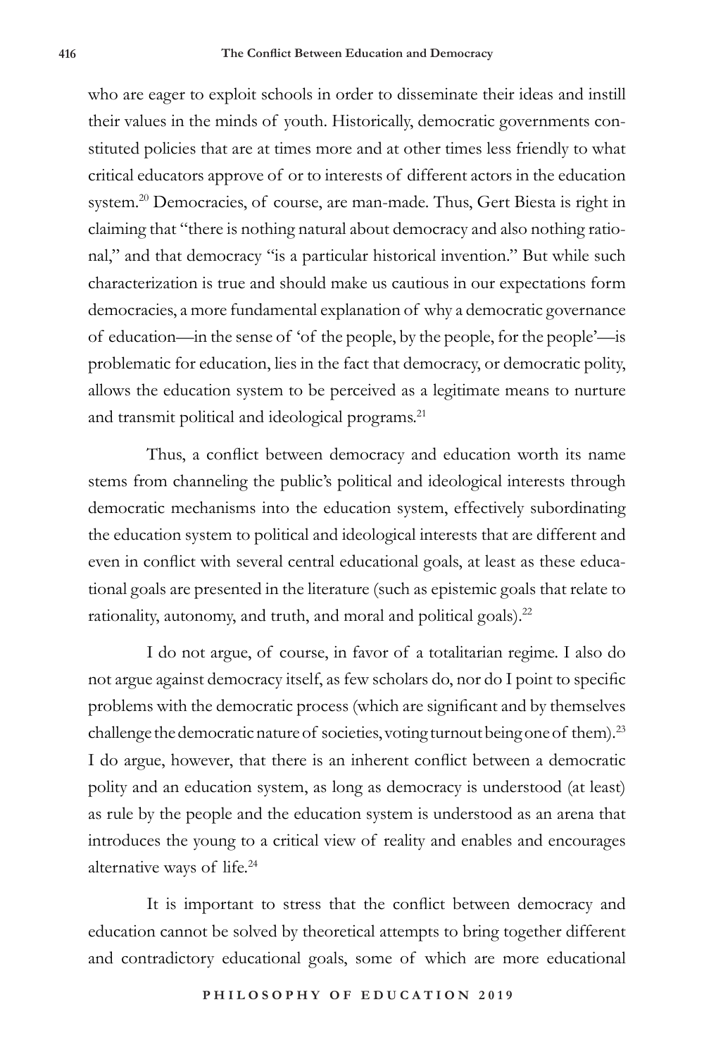who are eager to exploit schools in order to disseminate their ideas and instill their values in the minds of youth. Historically, democratic governments constituted policies that are at times more and at other times less friendly to what critical educators approve of or to interests of different actors in the education system.[20] Democracies, of course, are man-made. Thus, Gert Biesta is right in claiming that "there is nothing natural about democracy and also nothing rational," and that democracy "is a particular historical invention." But while such characterization is true and should make us cautious in our expectations form democracies, a more fundamental explanation of why a democratic governance of education—in the sense of 'of the people, by the people, for the people'—is problematic for education, lies in the fact that democracy, or democratic polity, allows the education system to be perceived as a legitimate means to nurture and transmit political and ideological programs.[21]

Thus, a conflict between democracy and education worth its name stems from channeling the public's political and ideological interests through democratic mechanisms into the education system, effectively subordinating the education system to political and ideological interests that are different and even in conflict with several central educational goals, at least as these educational goals are presented in the literature (such as epistemic goals that relate to rationality, autonomy, and truth, and moral and political goals).[22]

I do not argue, of course, in favor of a totalitarian regime. I also do not argue against democracy itself, as few scholars do, nor do I point to specific problems with the democratic process (which are significant and by themselves challenge the democratic nature of societies, voting turnout being one of them).[23] I do argue, however, that there is an inherent conflict between a democratic polity and an education system, as long as democracy is understood (at least) as rule by the people and the education system is understood as an arena that introduces the young to a critical view of reality and enables and encourages alternative ways of life.[24]

It is important to stress that the conflict between democracy and education cannot be solved by theoretical attempts to bring together different and contradictory educational goals, some of which are more educational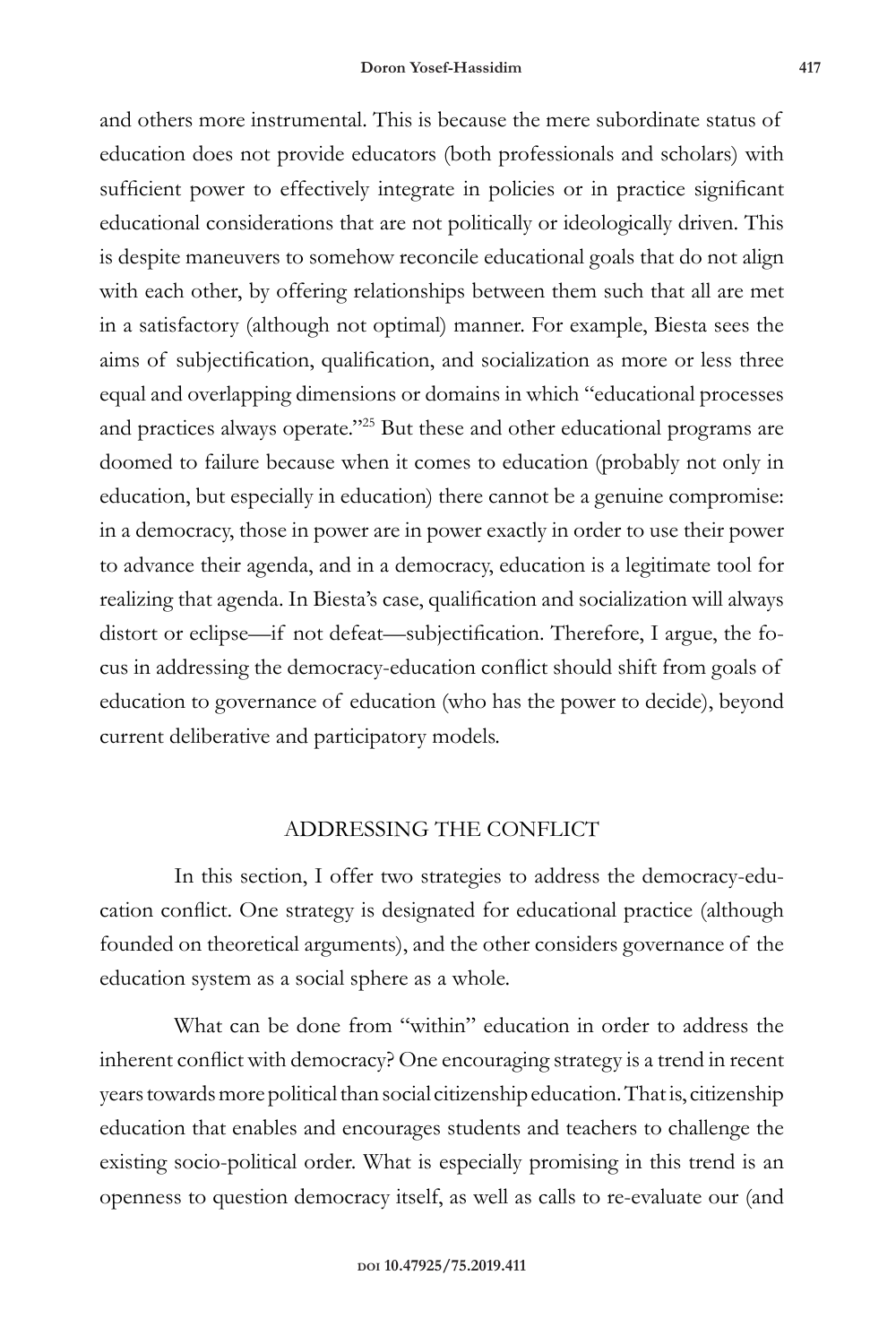and others more instrumental. This is because the mere subordinate status of education does not provide educators (both professionals and scholars) with sufficient power to effectively integrate in policies or in practice significant educational considerations that are not politically or ideologically driven. This is despite maneuvers to somehow reconcile educational goals that do not align with each other, by offering relationships between them such that all are met in a satisfactory (although not optimal) manner. For example, Biesta sees the aims of subjectification, qualification, and socialization as more or less three equal and overlapping dimensions or domains in which "educational processes and practices always operate."[25] But these and other educational programs are doomed to failure because when it comes to education (probably not only in education, but especially in education) there cannot be a genuine compromise: in a democracy, those in power are in power exactly in order to use their power to advance their agenda, and in a democracy, education is a legitimate tool for realizing that agenda. In Biesta's case, qualification and socialization will always distort or eclipse—if not defeat—subjectification. Therefore, I argue, the focus in addressing the democracy-education conflict should shift from goals of education to governance of education (who has the power to decide), beyond current deliberative and participatory models.

## ADDRESSING THE CONFLICT

In this section, I offer two strategies to address the democracy-education conflict. One strategy is designated for educational practice (although founded on theoretical arguments), and the other considers governance of the education system as a social sphere as a whole.

What can be done from "within" education in order to address the inherent conflict with democracy? One encouraging strategy is a trend in recent years towards more political than social citizenship education. That is, citizenship education that enables and encourages students and teachers to challenge the existing socio-political order. What is especially promising in this trend is an openness to question democracy itself, as well as calls to re-evaluate our (and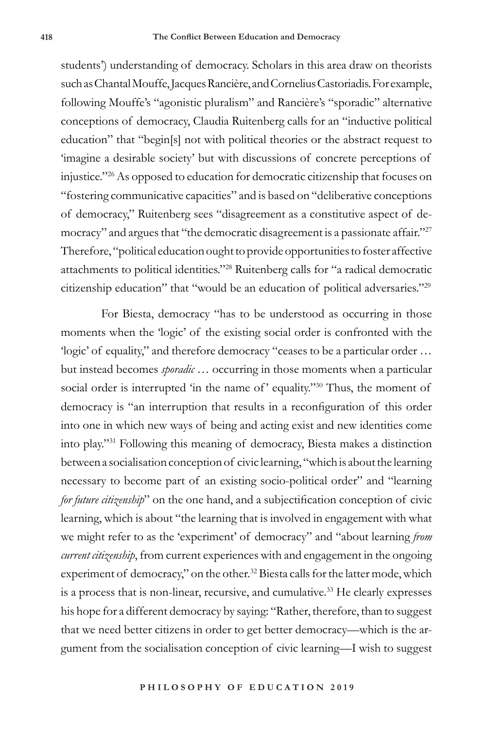students') understanding of democracy. Scholars in this area draw on theorists such as Chantal Mouffe, Jacques Rancière, and Cornelius Castoriadis. For example, following Mouffe's "agonistic pluralism" and Rancière's "sporadic" alternative conceptions of democracy, Claudia Ruitenberg calls for an "inductive political education" that "begin[s] not with political theories or the abstract request to 'imagine a desirable society' but with discussions of concrete perceptions of injustice."[26] As opposed to education for democratic citizenship that focuses on "fostering communicative capacities" and is based on "deliberative conceptions of democracy," Ruitenberg sees "disagreement as a constitutive aspect of democracy" and argues that "the democratic disagreement is a passionate affair."[27] Therefore, "political education ought to provide opportunities to foster affective attachments to political identities."[28] Ruitenberg calls for "a radical democratic citizenship education" that "would be an education of political adversaries."[29]

For Biesta, democracy "has to be understood as occurring in those moments when the 'logic' of the existing social order is confronted with the 'logic' of equality," and therefore democracy "ceases to be a particular order … but instead becomes *sporadic* … occurring in those moments when a particular social order is interrupted 'in the name of' equality."[30] Thus, the moment of democracy is "an interruption that results in a reconfiguration of this order into one in which new ways of being and acting exist and new identities come into play."[31] Following this meaning of democracy, Biesta makes a distinction between a socialisation conception of civic learning, "which is about the learning necessary to become part of an existing socio-political order" and "learning *for future citizenship*" on the one hand, and a subjectification conception of civic learning, which is about "the learning that is involved in engagement with what we might refer to as the 'experiment' of democracy" and "about learning *from current citizenship*, from current experiences with and engagement in the ongoing experiment of democracy," on the other.[32] Biesta calls for the latter mode, which is a process that is non-linear, recursive, and cumulative.[33] He clearly expresses his hope for a different democracy by saying: "Rather, therefore, than to suggest that we need better citizens in order to get better democracy—which is the argument from the socialisation conception of civic learning—I wish to suggest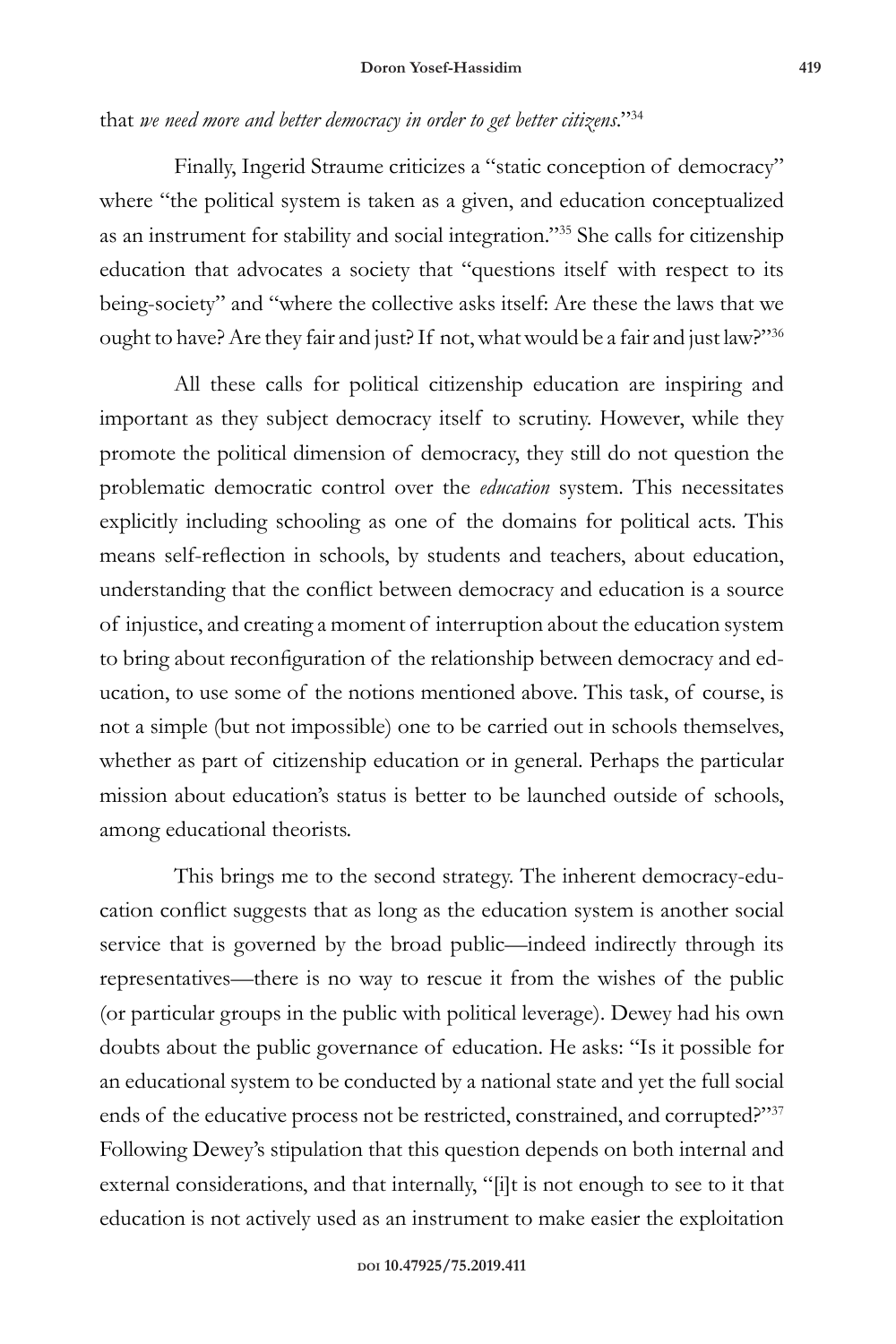that *we need more and better democracy in order to get better citizens*."[34]

Finally, Ingerid Straume criticizes a "static conception of democracy" where "the political system is taken as a given, and education conceptualized as an instrument for stability and social integration."[35] She calls for citizenship education that advocates a society that "questions itself with respect to its being-society" and "where the collective asks itself: Are these the laws that we ought to have? Are they fair and just? If not, what would be a fair and just law?"[36]

All these calls for political citizenship education are inspiring and important as they subject democracy itself to scrutiny. However, while they promote the political dimension of democracy, they still do not question the problematic democratic control over the *education* system. This necessitates explicitly including schooling as one of the domains for political acts. This means self-reflection in schools, by students and teachers, about education, understanding that the conflict between democracy and education is a source of injustice, and creating a moment of interruption about the education system to bring about reconfiguration of the relationship between democracy and education, to use some of the notions mentioned above. This task, of course, is not a simple (but not impossible) one to be carried out in schools themselves, whether as part of citizenship education or in general. Perhaps the particular mission about education's status is better to be launched outside of schools, among educational theorists.

This brings me to the second strategy. The inherent democracy-education conflict suggests that as long as the education system is another social service that is governed by the broad public—indeed indirectly through its representatives—there is no way to rescue it from the wishes of the public (or particular groups in the public with political leverage). Dewey had his own doubts about the public governance of education. He asks: "Is it possible for an educational system to be conducted by a national state and yet the full social ends of the educative process not be restricted, constrained, and corrupted?"[37] Following Dewey's stipulation that this question depends on both internal and external considerations, and that internally, "[i]t is not enough to see to it that education is not actively used as an instrument to make easier the exploitation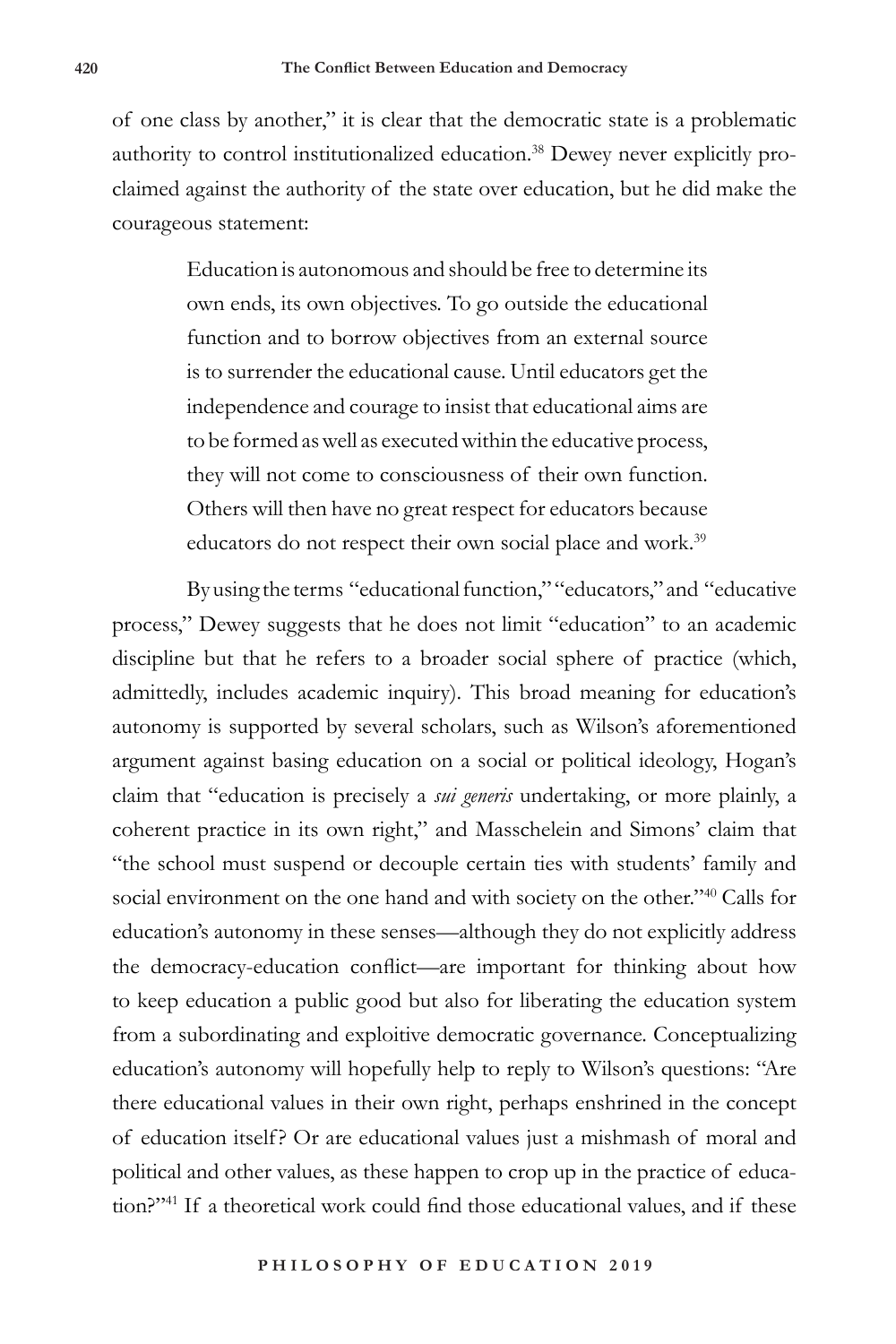of one class by another," it is clear that the democratic state is a problematic authority to control institutionalized education.[38] Dewey never explicitly proclaimed against the authority of the state over education, but he did make the courageous statement:

> Education is autonomous and should be free to determine its own ends, its own objectives. To go outside the educational function and to borrow objectives from an external source is to surrender the educational cause. Until educators get the independence and courage to insist that educational aims are to be formed as well as executed within the educative process, they will not come to consciousness of their own function. Others will then have no great respect for educators because educators do not respect their own social place and work.[39]

By using the terms "educational function," "educators," and "educative process," Dewey suggests that he does not limit "education" to an academic discipline but that he refers to a broader social sphere of practice (which, admittedly, includes academic inquiry). This broad meaning for education's autonomy is supported by several scholars, such as Wilson's aforementioned argument against basing education on a social or political ideology, Hogan's claim that "education is precisely a *sui generis* undertaking, or more plainly, a coherent practice in its own right," and Masschelein and Simons' claim that "the school must suspend or decouple certain ties with students' family and social environment on the one hand and with society on the other."[40] Calls for education's autonomy in these senses—although they do not explicitly address the democracy-education conflict—are important for thinking about how to keep education a public good but also for liberating the education system from a subordinating and exploitive democratic governance. Conceptualizing education's autonomy will hopefully help to reply to Wilson's questions: "Are there educational values in their own right, perhaps enshrined in the concept of education itself? Or are educational values just a mishmash of moral and political and other values, as these happen to crop up in the practice of education?"[41] If a theoretical work could find those educational values, and if these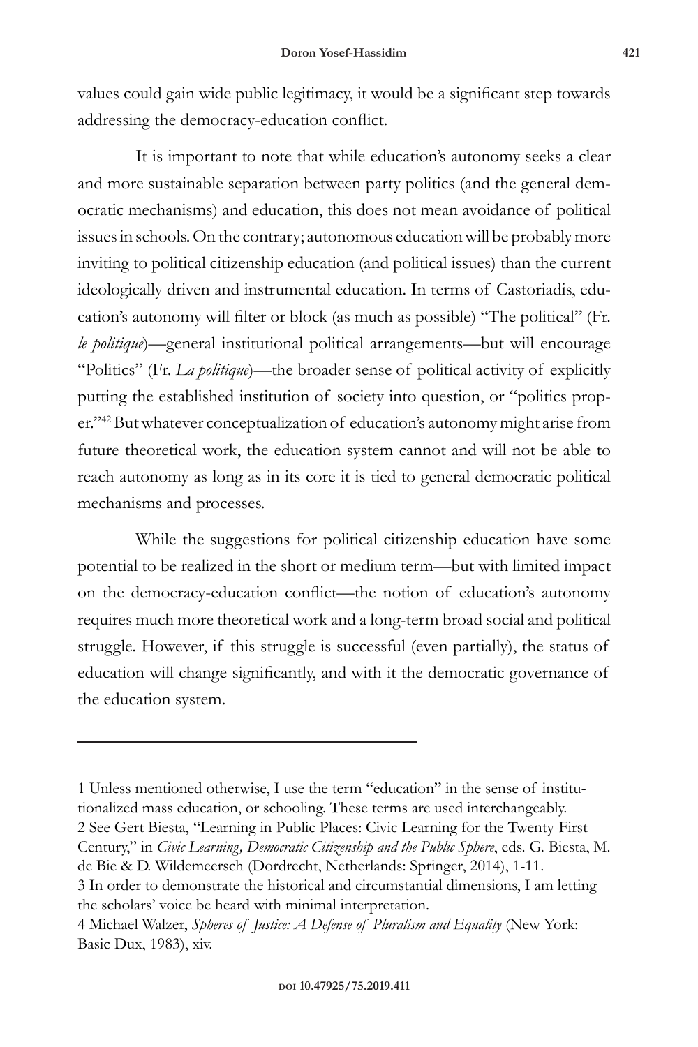values could gain wide public legitimacy, it would be a significant step towards addressing the democracy-education conflict.

It is important to note that while education's autonomy seeks a clear and more sustainable separation between party politics (and the general democratic mechanisms) and education, this does not mean avoidance of political issues in schools. On the contrary; autonomous education will be probably more inviting to political citizenship education (and political issues) than the current ideologically driven and instrumental education. In terms of Castoriadis, education's autonomy will filter or block (as much as possible) "The political" (Fr. *le politique*)—general institutional political arrangements—but will encourage "Politics" (Fr. *La politique*)—the broader sense of political activity of explicitly putting the established institution of society into question, or "politics proper."[42] But whatever conceptualization of education's autonomy might arise from future theoretical work, the education system cannot and will not be able to reach autonomy as long as in its core it is tied to general democratic political mechanisms and processes.

While the suggestions for political citizenship education have some potential to be realized in the short or medium term—but with limited impact on the democracy-education conflict—the notion of education's autonomy requires much more theoretical work and a long-term broad social and political struggle. However, if this struggle is successful (even partially), the status of education will change significantly, and with it the democratic governance of the education system.

---

1 Unless mentioned otherwise, I use the term "education" in the sense of institutionalized mass education, or schooling. These terms are used interchangeably.

2 See Gert Biesta, "Learning in Public Places: Civic Learning for the Twenty-First Century," in *Civic Learning, Democratic Citizenship and the Public Sphere*, eds. G. Biesta, M. de Bie & D. Wildemeersch (Dordrecht, Netherlands: Springer, 2014), 1-11.

3 In order to demonstrate the historical and circumstantial dimensions, I am letting the scholars' voice be heard with minimal interpretation.

4 Michael Walzer, *Spheres of Justice: A Defense of Pluralism and Equality* (New York: Basic Dux, 1983), xiv.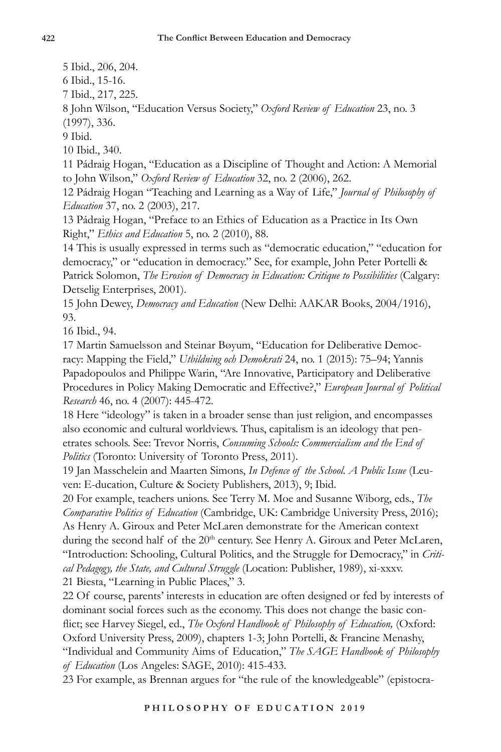5 Ibid., 206, 204.

6 Ibid., 15-16.

7 Ibid., 217, 225.

8 John Wilson, "Education Versus Society," *Oxford Review of Education* 23, no. 3 (1997), 336.

9 Ibid.

10 Ibid., 340.

11 Pádraig Hogan, "Education as a Discipline of Thought and Action: A Memorial to John Wilson," *Oxford Review of Education* 32, no. 2 (2006), 262.

12 Pádraig Hogan "Teaching and Learning as a Way of Life," *Journal of Philosophy of Education* 37, no. 2 (2003), 217.

13 Pádraig Hogan, "Preface to an Ethics of Education as a Practice in Its Own Right," *Ethics and Education* 5, no. 2 (2010), 88.

14 This is usually expressed in terms such as "democratic education," "education for democracy," or "education in democracy." See, for example, John Peter Portelli & Patrick Solomon, *The Erosion of Democracy in Education: Critique to Possibilities* (Calgary: Detselig Enterprises, 2001).

15 John Dewey, *Democracy and Education* (New Delhi: AAKAR Books, 2004/1916), 93.

16 Ibid., 94.

17 Martin Samuelsson and Steinar Bøyum, "Education for Deliberative Democracy: Mapping the Field," *Utbildning och Demokrati* 24, no. 1 (2015): 75–94; Yannis Papadopoulos and Philippe Warin, "Are Innovative, Participatory and Deliberative Procedures in Policy Making Democratic and Effective?," *European Journal of Political Research* 46, no. 4 (2007): 445-472.

18 Here "ideology" is taken in a broader sense than just religion, and encompasses also economic and cultural worldviews. Thus, capitalism is an ideology that penetrates schools. See: Trevor Norris, *Consuming Schools: Commercialism and the End of Politics* (Toronto: University of Toronto Press, 2011).

19 Jan Masschelein and Maarten Simons, *In Defence of the School. A Public Issue* (Leuven: E-ducation, Culture & Society Publishers, 2013), 9; Ibid.

20 For example, teachers unions. See Terry M. Moe and Susanne Wiborg, eds., *The Comparative Politics of Education* (Cambridge, UK: Cambridge University Press, 2016); As Henry A. Giroux and Peter McLaren demonstrate for the American context during the second half of the 20th century. See Henry A. Giroux and Peter McLaren, "Introduction: Schooling, Cultural Politics, and the Struggle for Democracy," in *Critical Pedagogy, the State, and Cultural Struggle* (Location: Publisher, 1989), xi-xxxv.

21 Biesta, "Learning in Public Places," 3.

22 Of course, parents' interests in education are often designed or fed by interests of dominant social forces such as the economy. This does not change the basic conflict; see Harvey Siegel, ed., *The Oxford Handbook of Philosophy of Education,* (Oxford: Oxford University Press, 2009), chapters 1-3; John Portelli, & Francine Menashy, "Individual and Community Aims of Education," *The SAGE Handbook of Philosophy of Education* (Los Angeles: SAGE, 2010): 415-433.

23 For example, as Brennan argues for "the rule of the knowledgeable" (epistocra-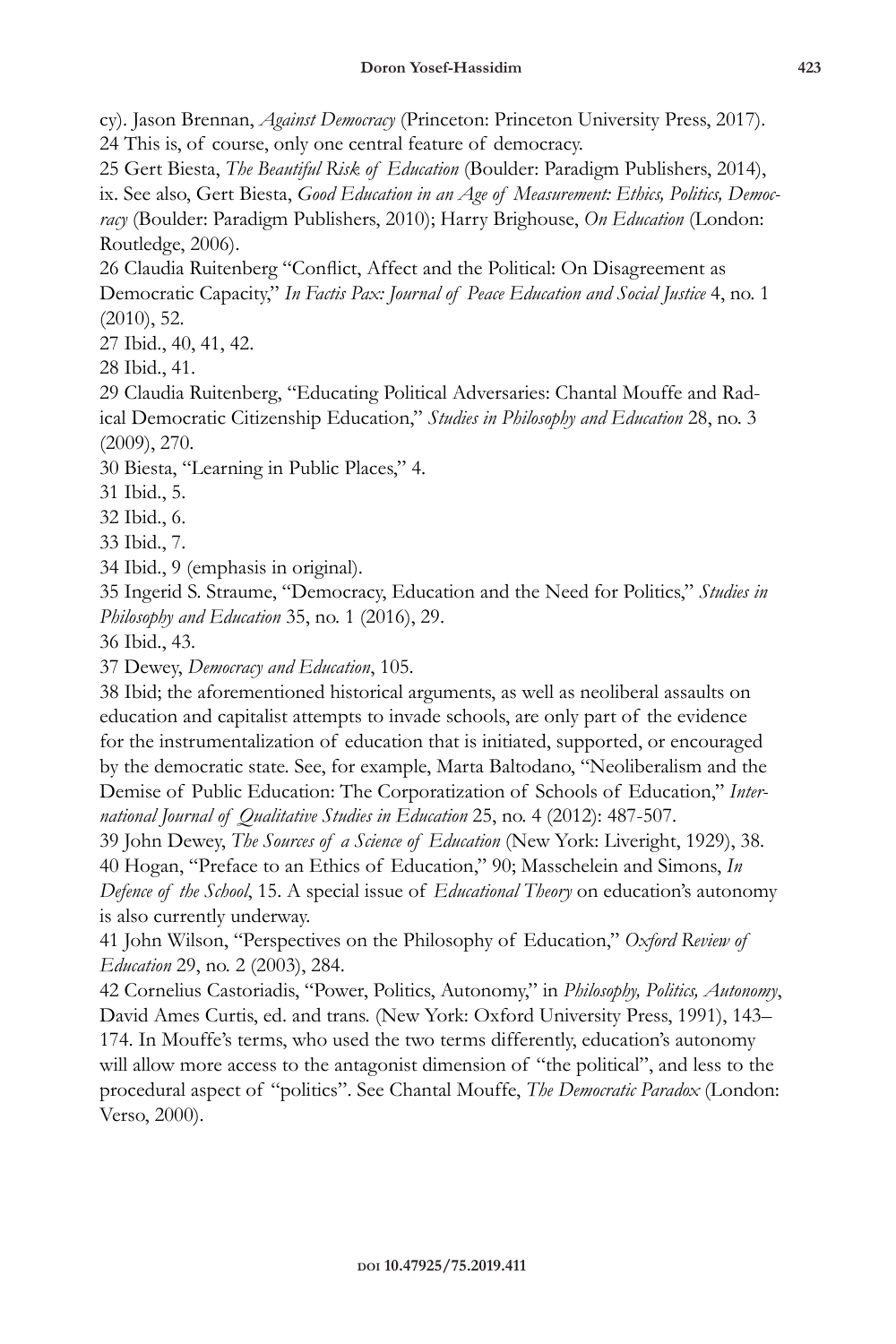cy). Jason Brennan, *Against Democracy* (Princeton: Princeton University Press, 2017).

24 This is, of course, only one central feature of democracy.

25 Gert Biesta, *The Beautiful Risk of Education* (Boulder: Paradigm Publishers, 2014), ix. See also, Gert Biesta, *Good Education in an Age of Measurement: Ethics, Politics, Democracy* (Boulder: Paradigm Publishers, 2010); Harry Brighouse, *On Education* (London: Routledge, 2006).

26 Claudia Ruitenberg "Conflict, Affect and the Political: On Disagreement as Democratic Capacity," *In Factis Pax: Journal of Peace Education and Social Justice* 4, no. 1 (2010), 52.

27 Ibid., 40, 41, 42.

28 Ibid., 41.

29 Claudia Ruitenberg, "Educating Political Adversaries: Chantal Mouffe and Radical Democratic Citizenship Education," *Studies in Philosophy and Education* 28, no. 3 (2009), 270.

30 Biesta, "Learning in Public Places," 4.

31 Ibid., 5.

32 Ibid., 6.

33 Ibid., 7.

34 Ibid., 9 (emphasis in original).

35 Ingerid S. Straume, "Democracy, Education and the Need for Politics," *Studies in Philosophy and Education* 35, no. 1 (2016), 29.

36 Ibid., 43.

37 Dewey, *Democracy and Education*, 105.

38 Ibid; the aforementioned historical arguments, as well as neoliberal assaults on education and capitalist attempts to invade schools, are only part of the evidence for the instrumentalization of education that is initiated, supported, or encouraged by the democratic state. See, for example, Marta Baltodano, "Neoliberalism and the Demise of Public Education: The Corporatization of Schools of Education," *International Journal of Qualitative Studies in Education* 25, no. 4 (2012): 487-507.

39 John Dewey, *The Sources of a Science of Education* (New York: Liveright, 1929), 38.

40 Hogan, "Preface to an Ethics of Education," 90; Masschelein and Simons, *In Defence of the School*, 15. A special issue of *Educational Theory* on education's autonomy is also currently underway.

41 John Wilson, "Perspectives on the Philosophy of Education," *Oxford Review of Education* 29, no. 2 (2003), 284.

42 Cornelius Castoriadis, "Power, Politics, Autonomy," in *Philosophy, Politics, Autonomy*, David Ames Curtis, ed. and trans. (New York: Oxford University Press, 1991), 143–174. In Mouffe's terms, who used the two terms differently, education's autonomy will allow more access to the antagonist dimension of "the political", and less to the procedural aspect of "politics". See Chantal Mouffe, *The Democratic Paradox* (London: Verso, 2000).